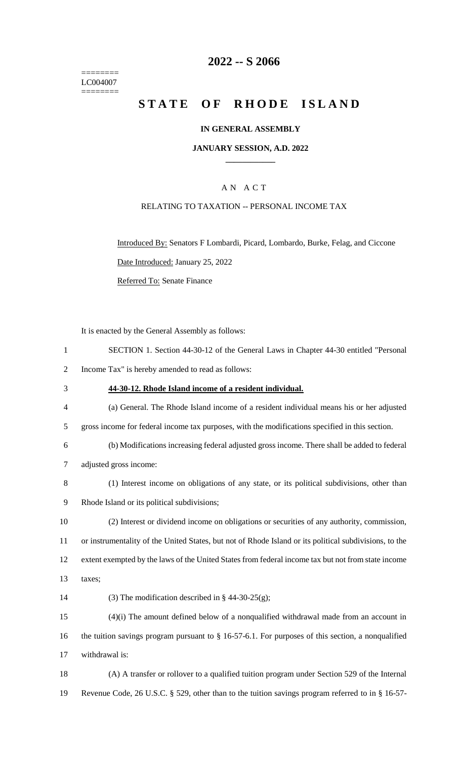========
LC004007
========

# 2022 -- S 2066

# STATE OF RHODE ISLAND

**IN GENERAL ASSEMBLY**

**JANUARY SESSION, A.D. 2022**

____________

A N A C T

RELATING TO TAXATION -- PERSONAL INCOME TAX

Introduced By: Senators F Lombardi, Picard, Lombardo, Burke, Felag, and Ciccone

Date Introduced: January 25, 2022

Referred To: Senate Finance

It is enacted by the General Assembly as follows:

SECTION 1. Section 44-30-12 of the General Laws in Chapter 44-30 entitled "Personal Income Tax" is hereby amended to read as follows:

**44-30-12. Rhode Island income of a resident individual.**

(a) General. The Rhode Island income of a resident individual means his or her adjusted gross income for federal income tax purposes, with the modifications specified in this section.

(b) Modifications increasing federal adjusted gross income. There shall be added to federal adjusted gross income:

(1) Interest income on obligations of any state, or its political subdivisions, other than Rhode Island or its political subdivisions;

(2) Interest or dividend income on obligations or securities of any authority, commission, or instrumentality of the United States, but not of Rhode Island or its political subdivisions, to the extent exempted by the laws of the United States from federal income tax but not from state income taxes;

(3) The modification described in § 44-30-25(g);

(4)(i) The amount defined below of a nonqualified withdrawal made from an account in the tuition savings program pursuant to § 16-57-6.1. For purposes of this section, a nonqualified withdrawal is:

(A) A transfer or rollover to a qualified tuition program under Section 529 of the Internal Revenue Code, 26 U.S.C. § 529, other than to the tuition savings program referred to in § 16-57-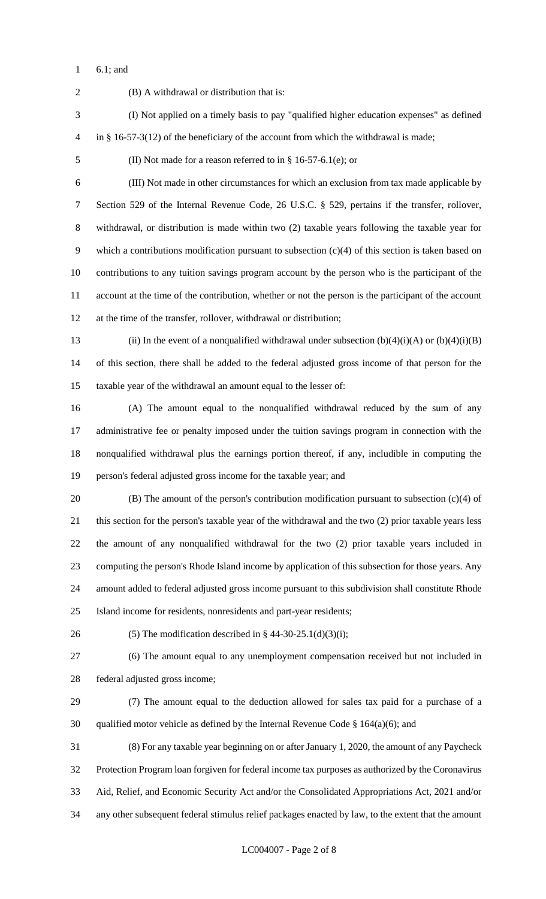6.1; and

(B) A withdrawal or distribution that is:

(I) Not applied on a timely basis to pay "qualified higher education expenses" as defined in § 16-57-3(12) of the beneficiary of the account from which the withdrawal is made;

(II) Not made for a reason referred to in § 16-57-6.1(e); or

(III) Not made in other circumstances for which an exclusion from tax made applicable by Section 529 of the Internal Revenue Code, 26 U.S.C. § 529, pertains if the transfer, rollover, withdrawal, or distribution is made within two (2) taxable years following the taxable year for which a contributions modification pursuant to subsection (c)(4) of this section is taken based on contributions to any tuition savings program account by the person who is the participant of the account at the time of the contribution, whether or not the person is the participant of the account at the time of the transfer, rollover, withdrawal or distribution;

(ii) In the event of a nonqualified withdrawal under subsection (b)(4)(i)(A) or (b)(4)(i)(B) of this section, there shall be added to the federal adjusted gross income of that person for the taxable year of the withdrawal an amount equal to the lesser of:

(A) The amount equal to the nonqualified withdrawal reduced by the sum of any administrative fee or penalty imposed under the tuition savings program in connection with the nonqualified withdrawal plus the earnings portion thereof, if any, includible in computing the person's federal adjusted gross income for the taxable year; and

(B) The amount of the person's contribution modification pursuant to subsection (c)(4) of this section for the person's taxable year of the withdrawal and the two (2) prior taxable years less the amount of any nonqualified withdrawal for the two (2) prior taxable years included in computing the person's Rhode Island income by application of this subsection for those years. Any amount added to federal adjusted gross income pursuant to this subdivision shall constitute Rhode Island income for residents, nonresidents and part-year residents;

(5) The modification described in § 44-30-25.1(d)(3)(i);

(6) The amount equal to any unemployment compensation received but not included in federal adjusted gross income;

(7) The amount equal to the deduction allowed for sales tax paid for a purchase of a qualified motor vehicle as defined by the Internal Revenue Code § 164(a)(6); and

(8) For any taxable year beginning on or after January 1, 2020, the amount of any Paycheck Protection Program loan forgiven for federal income tax purposes as authorized by the Coronavirus Aid, Relief, and Economic Security Act and/or the Consolidated Appropriations Act, 2021 and/or any other subsequent federal stimulus relief packages enacted by law, to the extent that the amount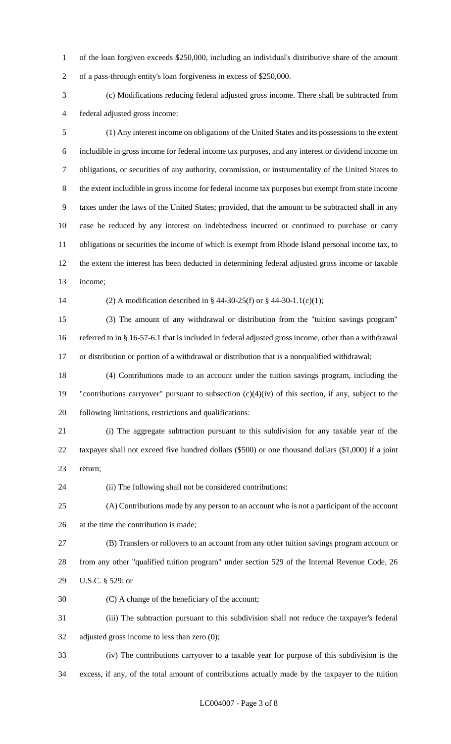of the loan forgiven exceeds $250,000, including an individual's distributive share of the amount of a pass-through entity's loan forgiveness in excess of $250,000.

(c) Modifications reducing federal adjusted gross income. There shall be subtracted from federal adjusted gross income:

(1) Any interest income on obligations of the United States and its possessions to the extent includible in gross income for federal income tax purposes, and any interest or dividend income on obligations, or securities of any authority, commission, or instrumentality of the United States to the extent includible in gross income for federal income tax purposes but exempt from state income taxes under the laws of the United States; provided, that the amount to be subtracted shall in any case be reduced by any interest on indebtedness incurred or continued to purchase or carry obligations or securities the income of which is exempt from Rhode Island personal income tax, to the extent the interest has been deducted in determining federal adjusted gross income or taxable income;

(2) A modification described in § 44-30-25(f) or § 44-30-1.1(c)(1);

(3) The amount of any withdrawal or distribution from the "tuition savings program" referred to in § 16-57-6.1 that is included in federal adjusted gross income, other than a withdrawal or distribution or portion of a withdrawal or distribution that is a nonqualified withdrawal;

(4) Contributions made to an account under the tuition savings program, including the "contributions carryover" pursuant to subsection (c)(4)(iv) of this section, if any, subject to the following limitations, restrictions and qualifications:

(i) The aggregate subtraction pursuant to this subdivision for any taxable year of the taxpayer shall not exceed five hundred dollars ($500) or one thousand dollars ($1,000) if a joint return;

(ii) The following shall not be considered contributions:

(A) Contributions made by any person to an account who is not a participant of the account at the time the contribution is made;

(B) Transfers or rollovers to an account from any other tuition savings program account or from any other "qualified tuition program" under section 529 of the Internal Revenue Code, 26 U.S.C. § 529; or

(C) A change of the beneficiary of the account;

(iii) The subtraction pursuant to this subdivision shall not reduce the taxpayer's federal adjusted gross income to less than zero (0);

(iv) The contributions carryover to a taxable year for purpose of this subdivision is the excess, if any, of the total amount of contributions actually made by the taxpayer to the tuition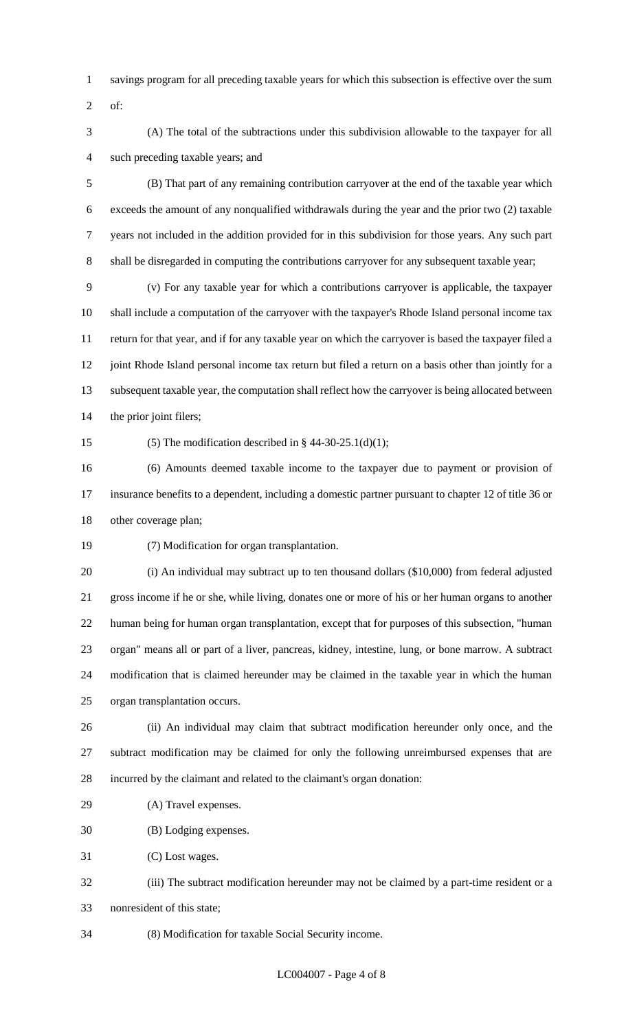savings program for all preceding taxable years for which this subsection is effective over the sum of:

(A) The total of the subtractions under this subdivision allowable to the taxpayer for all such preceding taxable years; and

(B) That part of any remaining contribution carryover at the end of the taxable year which exceeds the amount of any nonqualified withdrawals during the year and the prior two (2) taxable years not included in the addition provided for in this subdivision for those years. Any such part shall be disregarded in computing the contributions carryover for any subsequent taxable year;

(v) For any taxable year for which a contributions carryover is applicable, the taxpayer shall include a computation of the carryover with the taxpayer's Rhode Island personal income tax return for that year, and if for any taxable year on which the carryover is based the taxpayer filed a joint Rhode Island personal income tax return but filed a return on a basis other than jointly for a subsequent taxable year, the computation shall reflect how the carryover is being allocated between the prior joint filers;

(5) The modification described in § 44-30-25.1(d)(1);

(6) Amounts deemed taxable income to the taxpayer due to payment or provision of insurance benefits to a dependent, including a domestic partner pursuant to chapter 12 of title 36 or other coverage plan;

(7) Modification for organ transplantation.

(i) An individual may subtract up to ten thousand dollars ($10,000) from federal adjusted gross income if he or she, while living, donates one or more of his or her human organs to another human being for human organ transplantation, except that for purposes of this subsection, "human organ" means all or part of a liver, pancreas, kidney, intestine, lung, or bone marrow. A subtract modification that is claimed hereunder may be claimed in the taxable year in which the human organ transplantation occurs.

(ii) An individual may claim that subtract modification hereunder only once, and the subtract modification may be claimed for only the following unreimbursed expenses that are incurred by the claimant and related to the claimant's organ donation:

(A) Travel expenses.

(B) Lodging expenses.

(C) Lost wages.

(iii) The subtract modification hereunder may not be claimed by a part-time resident or a nonresident of this state;

(8) Modification for taxable Social Security income.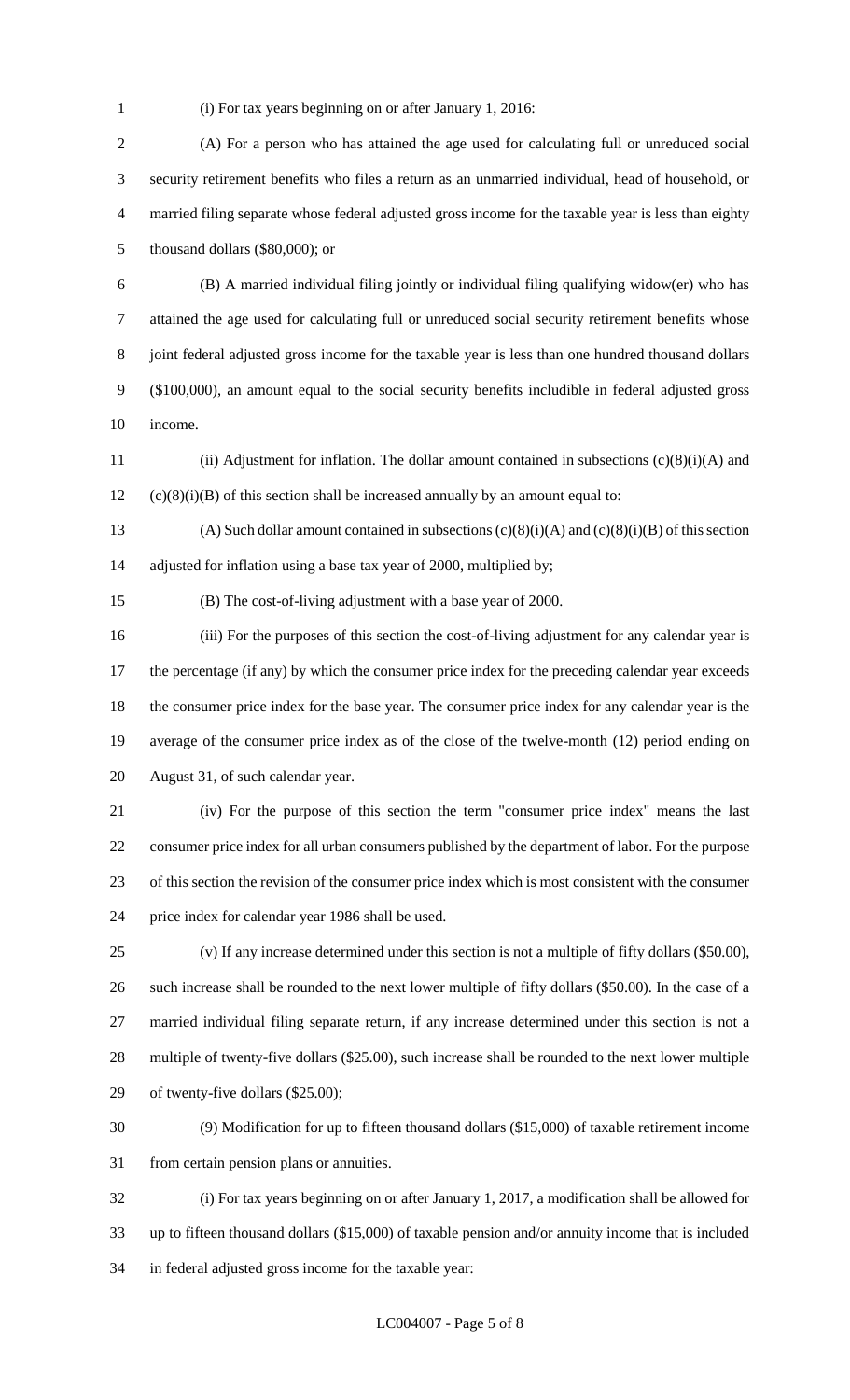(i) For tax years beginning on or after January 1, 2016:

(A) For a person who has attained the age used for calculating full or unreduced social security retirement benefits who files a return as an unmarried individual, head of household, or married filing separate whose federal adjusted gross income for the taxable year is less than eighty thousand dollars ($80,000); or

(B) A married individual filing jointly or individual filing qualifying widow(er) who has attained the age used for calculating full or unreduced social security retirement benefits whose joint federal adjusted gross income for the taxable year is less than one hundred thousand dollars ($100,000), an amount equal to the social security benefits includible in federal adjusted gross income.

(ii) Adjustment for inflation. The dollar amount contained in subsections (c)(8)(i)(A) and (c)(8)(i)(B) of this section shall be increased annually by an amount equal to:

(A) Such dollar amount contained in subsections (c)(8)(i)(A) and (c)(8)(i)(B) of this section adjusted for inflation using a base tax year of 2000, multiplied by;

(B) The cost-of-living adjustment with a base year of 2000.

(iii) For the purposes of this section the cost-of-living adjustment for any calendar year is the percentage (if any) by which the consumer price index for the preceding calendar year exceeds the consumer price index for the base year. The consumer price index for any calendar year is the average of the consumer price index as of the close of the twelve-month (12) period ending on August 31, of such calendar year.

(iv) For the purpose of this section the term "consumer price index" means the last consumer price index for all urban consumers published by the department of labor. For the purpose of this section the revision of the consumer price index which is most consistent with the consumer price index for calendar year 1986 shall be used.

(v) If any increase determined under this section is not a multiple of fifty dollars ($50.00), such increase shall be rounded to the next lower multiple of fifty dollars ($50.00). In the case of a married individual filing separate return, if any increase determined under this section is not a multiple of twenty-five dollars ($25.00), such increase shall be rounded to the next lower multiple of twenty-five dollars ($25.00);

(9) Modification for up to fifteen thousand dollars ($15,000) of taxable retirement income from certain pension plans or annuities.

(i) For tax years beginning on or after January 1, 2017, a modification shall be allowed for up to fifteen thousand dollars ($15,000) of taxable pension and/or annuity income that is included in federal adjusted gross income for the taxable year: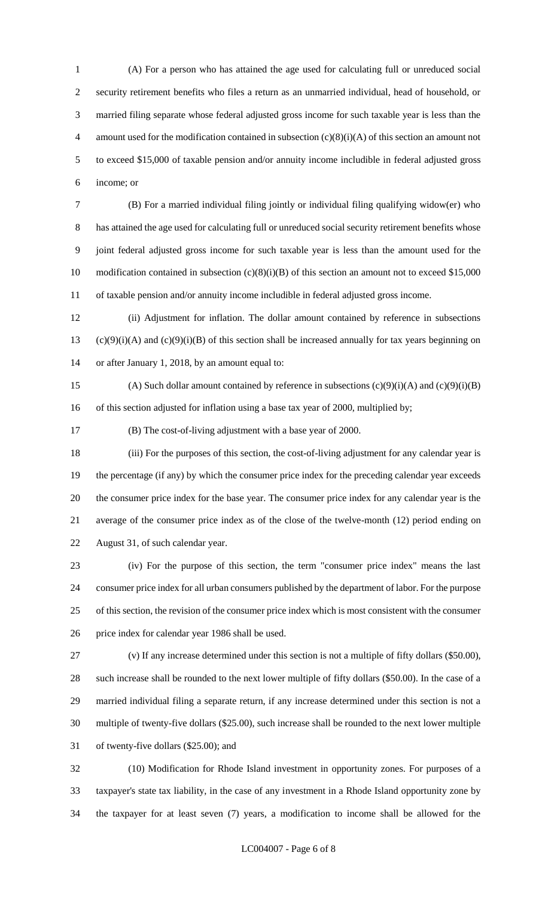(A) For a person who has attained the age used for calculating full or unreduced social security retirement benefits who files a return as an unmarried individual, head of household, or married filing separate whose federal adjusted gross income for such taxable year is less than the amount used for the modification contained in subsection (c)(8)(i)(A) of this section an amount not to exceed $15,000 of taxable pension and/or annuity income includible in federal adjusted gross income; or

(B) For a married individual filing jointly or individual filing qualifying widow(er) who has attained the age used for calculating full or unreduced social security retirement benefits whose joint federal adjusted gross income for such taxable year is less than the amount used for the modification contained in subsection (c)(8)(i)(B) of this section an amount not to exceed $15,000 of taxable pension and/or annuity income includible in federal adjusted gross income.

(ii) Adjustment for inflation. The dollar amount contained by reference in subsections (c)(9)(i)(A) and (c)(9)(i)(B) of this section shall be increased annually for tax years beginning on or after January 1, 2018, by an amount equal to:

(A) Such dollar amount contained by reference in subsections (c)(9)(i)(A) and (c)(9)(i)(B) of this section adjusted for inflation using a base tax year of 2000, multiplied by;

(B) The cost-of-living adjustment with a base year of 2000.

(iii) For the purposes of this section, the cost-of-living adjustment for any calendar year is the percentage (if any) by which the consumer price index for the preceding calendar year exceeds the consumer price index for the base year. The consumer price index for any calendar year is the average of the consumer price index as of the close of the twelve-month (12) period ending on August 31, of such calendar year.

(iv) For the purpose of this section, the term "consumer price index" means the last consumer price index for all urban consumers published by the department of labor. For the purpose of this section, the revision of the consumer price index which is most consistent with the consumer price index for calendar year 1986 shall be used.

(v) If any increase determined under this section is not a multiple of fifty dollars ($50.00), such increase shall be rounded to the next lower multiple of fifty dollars ($50.00). In the case of a married individual filing a separate return, if any increase determined under this section is not a multiple of twenty-five dollars ($25.00), such increase shall be rounded to the next lower multiple of twenty-five dollars ($25.00); and

(10) Modification for Rhode Island investment in opportunity zones. For purposes of a taxpayer's state tax liability, in the case of any investment in a Rhode Island opportunity zone by the taxpayer for at least seven (7) years, a modification to income shall be allowed for the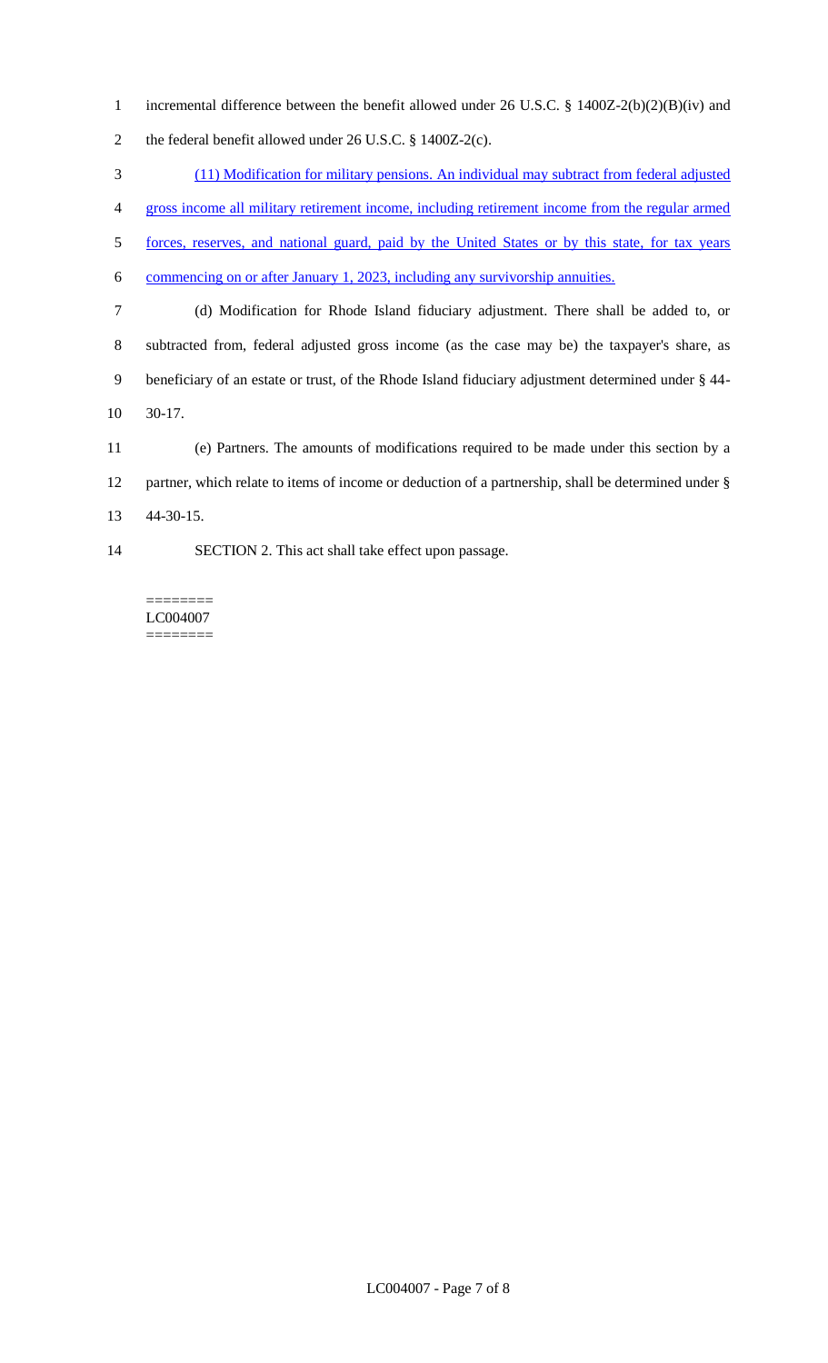incremental difference between the benefit allowed under 26 U.S.C. § 1400Z-2(b)(2)(B)(iv) and the federal benefit allowed under 26 U.S.C. § 1400Z-2(c).

(11) Modification for military pensions. An individual may subtract from federal adjusted gross income all military retirement income, including retirement income from the regular armed forces, reserves, and national guard, paid by the United States or by this state, for tax years commencing on or after January 1, 2023, including any survivorship annuities.

(d) Modification for Rhode Island fiduciary adjustment. There shall be added to, or subtracted from, federal adjusted gross income (as the case may be) the taxpayer's share, as beneficiary of an estate or trust, of the Rhode Island fiduciary adjustment determined under § 44-30-17.

(e) Partners. The amounts of modifications required to be made under this section by a partner, which relate to items of income or deduction of a partnership, shall be determined under § 44-30-15.

SECTION 2. This act shall take effect upon passage.

========
LC004007
========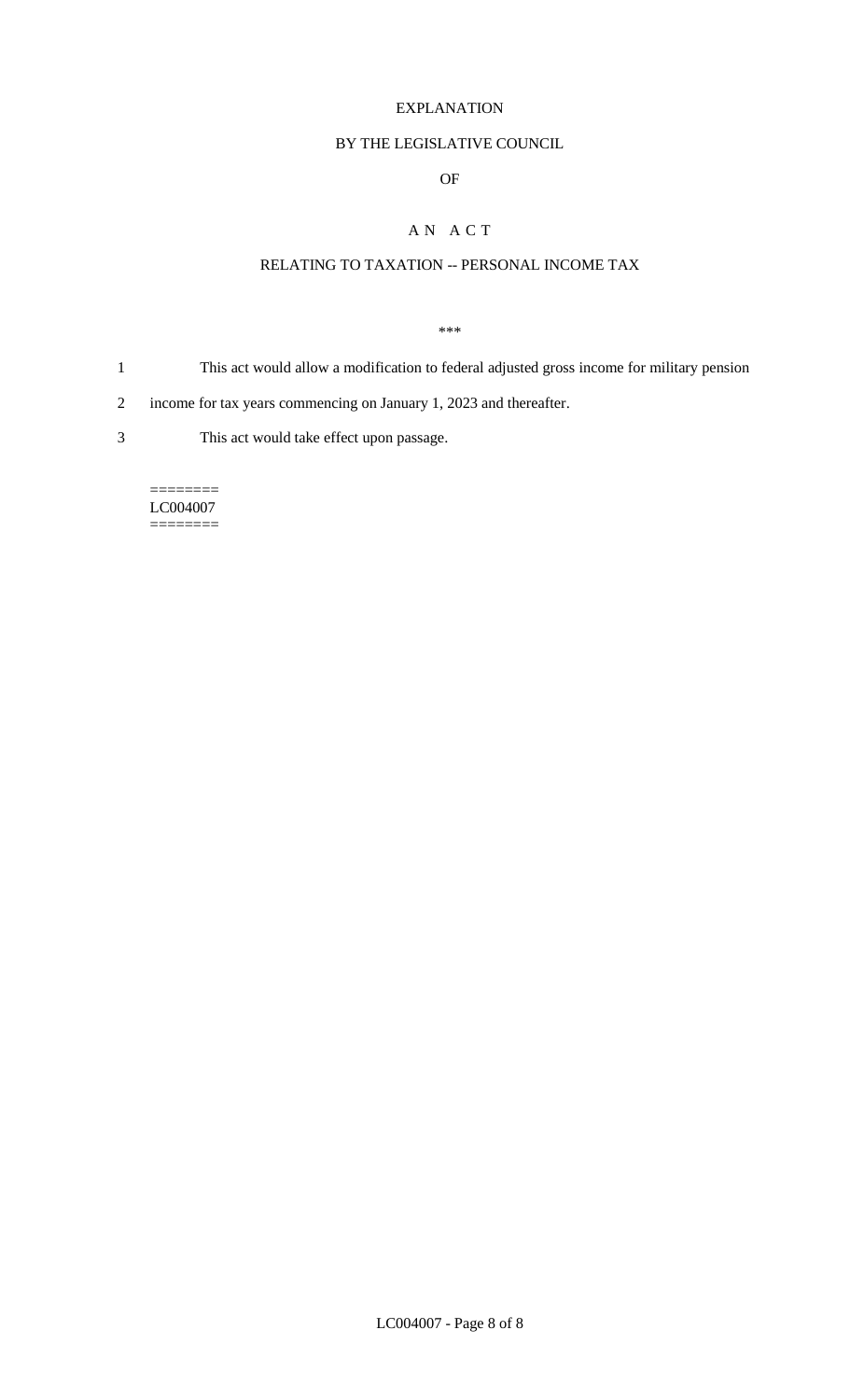EXPLANATION

BY THE LEGISLATIVE COUNCIL

OF

A N A C T

RELATING TO TAXATION -- PERSONAL INCOME TAX

\*\*\*

1 This act would allow a modification to federal adjusted gross income for military pension

2 income for tax years commencing on January 1, 2023 and thereafter.

3 This act would take effect upon passage.

========
LC004007
========